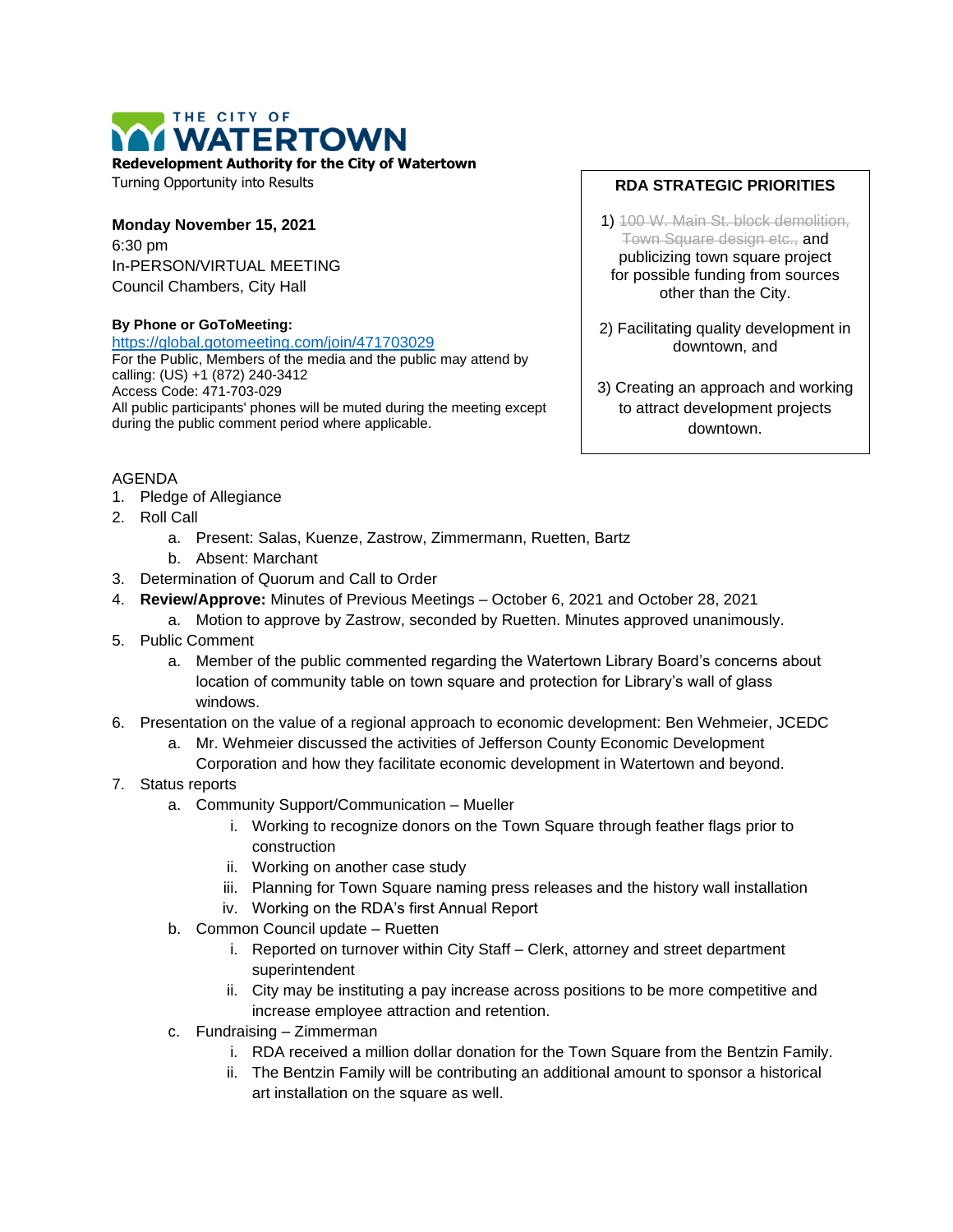# THE CITY OF WATERTOWN

**Redevelopment Authority for the City of Watertown**
Turning Opportunity into Results

**Monday November 15, 2021**
6:30 pm
In-PERSON/VIRTUAL MEETING
Council Chambers, City Hall

**By Phone or GoToMeeting:**
https://global.gotomeeting.com/join/471703029
For the Public, Members of the media and the public may attend by calling: (US) +1 (872) 240-3412
Access Code: 471-703-029
All public participants' phones will be muted during the meeting except during the public comment period where applicable.

**RDA STRATEGIC PRIORITIES**

1) ~~100 W. Main St. block demolition, Town Square design etc.,~~ and publicizing town square project for possible funding from sources other than the City.

2) Facilitating quality development in downtown, and

3) Creating an approach and working to attract development projects downtown.

AGENDA

1. Pledge of Allegiance
2. Roll Call
   a. Present: Salas, Kuenze, Zastrow, Zimmermann, Ruetten, Bartz
   b. Absent: Marchant
3. Determination of Quorum and Call to Order
4. **Review/Approve:** Minutes of Previous Meetings – October 6, 2021 and October 28, 2021
   a. Motion to approve by Zastrow, seconded by Ruetten. Minutes approved unanimously.
5. Public Comment
   a. Member of the public commented regarding the Watertown Library Board's concerns about location of community table on town square and protection for Library's wall of glass windows.
6. Presentation on the value of a regional approach to economic development: Ben Wehmeier, JCEDC
   a. Mr. Wehmeier discussed the activities of Jefferson County Economic Development Corporation and how they facilitate economic development in Watertown and beyond.
7. Status reports
   a. Community Support/Communication – Mueller
      i. Working to recognize donors on the Town Square through feather flags prior to construction
      ii. Working on another case study
      iii. Planning for Town Square naming press releases and the history wall installation
      iv. Working on the RDA's first Annual Report
   b. Common Council update – Ruetten
      i. Reported on turnover within City Staff – Clerk, attorney and street department superintendent
      ii. City may be instituting a pay increase across positions to be more competitive and increase employee attraction and retention.
   c. Fundraising – Zimmerman
      i. RDA received a million dollar donation for the Town Square from the Bentzin Family.
      ii. The Bentzin Family will be contributing an additional amount to sponsor a historical art installation on the square as well.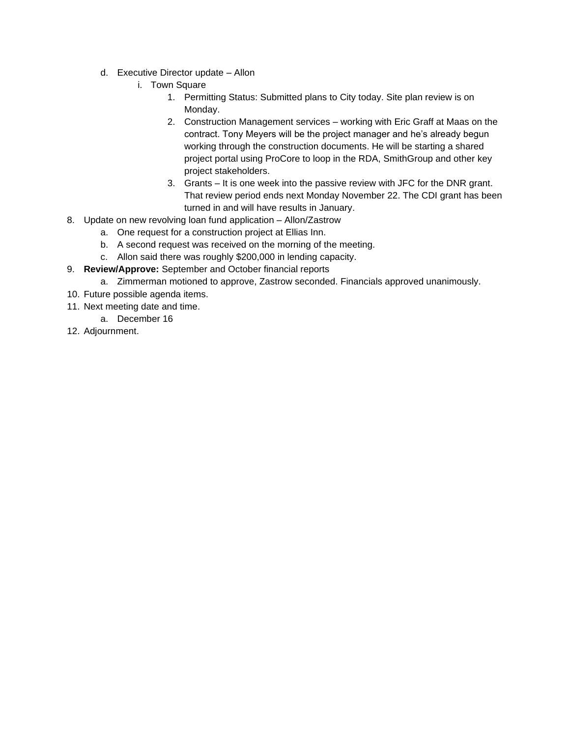d. Executive Director update – Allon
      i. Town Square
         1. Permitting Status: Submitted plans to City today. Site plan review is on Monday.
         2. Construction Management services – working with Eric Graff at Maas on the contract. Tony Meyers will be the project manager and he's already begun working through the construction documents. He will be starting a shared project portal using ProCore to loop in the RDA, SmithGroup and other key project stakeholders.
         3. Grants – It is one week into the passive review with JFC for the DNR grant. That review period ends next Monday November 22. The CDI grant has been turned in and will have results in January.

8. Update on new revolving loan fund application – Allon/Zastrow
   a. One request for a construction project at Ellias Inn.
   b. A second request was received on the morning of the meeting.
   c. Allon said there was roughly $200,000 in lending capacity.
9. **Review/Approve:** September and October financial reports
   a. Zimmerman motioned to approve, Zastrow seconded. Financials approved unanimously.
10. Future possible agenda items.
11. Next meeting date and time.
    a. December 16
12. Adjournment.